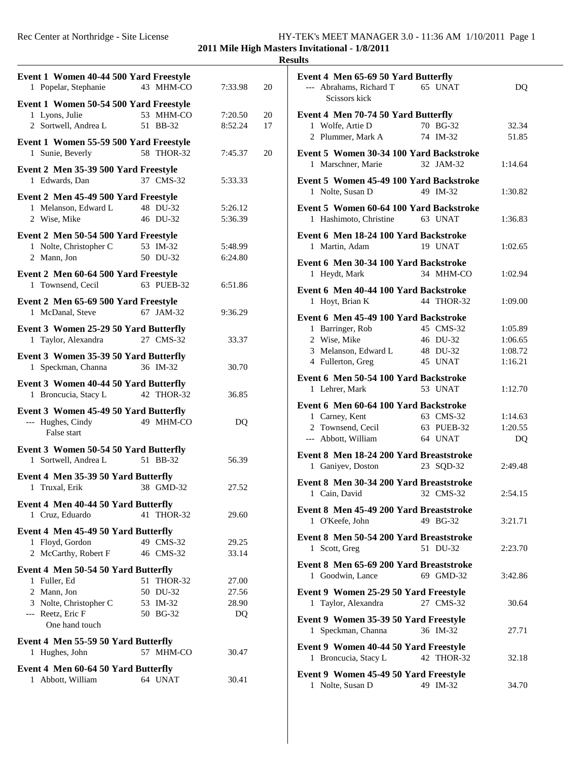# 2011 Mile High Masters Invitational - 1/8/2011

## Results

**Event 1 Women 40-44 500 Yard Freestyle**

| | Name | Age | Team | Time | Points |
|---|---|---|---|---|---|
| 1 | Popelar, Stephanie | 43 | MHM-CO | 7:33.98 | 20 |

**Event 1 Women 50-54 500 Yard Freestyle**

| | Name | Age | Team | Time | Points |
|---|---|---|---|---|---|
| 1 | Lyons, Julie | 53 | MHM-CO | 7:20.50 | 20 |
| 2 | Sortwell, Andrea L | 51 | BB-32 | 8:52.24 | 17 |

**Event 1 Women 55-59 500 Yard Freestyle**

| | Name | Age | Team | Time | Points |
|---|---|---|---|---|---|
| 1 | Sunie, Beverly | 58 | THOR-32 | 7:45.37 | 20 |

**Event 2 Men 35-39 500 Yard Freestyle**

| | Name | Age | Team | Time |
|---|---|---|---|---|
| 1 | Edwards, Dan | 37 | CMS-32 | 5:33.33 |

**Event 2 Men 45-49 500 Yard Freestyle**

| | Name | Age | Team | Time |
|---|---|---|---|---|
| 1 | Melanson, Edward L | 48 | DU-32 | 5:26.12 |
| 2 | Wise, Mike | 46 | DU-32 | 5:36.39 |

**Event 2 Men 50-54 500 Yard Freestyle**

| | Name | Age | Team | Time |
|---|---|---|---|---|
| 1 | Nolte, Christopher C | 53 | IM-32 | 5:48.99 |
| 2 | Mann, Jon | 50 | DU-32 | 6:24.80 |

**Event 2 Men 60-64 500 Yard Freestyle**

| | Name | Age | Team | Time |
|---|---|---|---|---|
| 1 | Townsend, Cecil | 63 | PUEB-32 | 6:51.86 |

**Event 2 Men 65-69 500 Yard Freestyle**

| | Name | Age | Team | Time |
|---|---|---|---|---|
| 1 | McDanal, Steve | 67 | JAM-32 | 9:36.29 |

**Event 3 Women 25-29 50 Yard Butterfly**

| | Name | Age | Team | Time |
|---|---|---|---|---|
| 1 | Taylor, Alexandra | 27 | CMS-32 | 33.37 |

**Event 3 Women 35-39 50 Yard Butterfly**

| | Name | Age | Team | Time |
|---|---|---|---|---|
| 1 | Speckman, Channa | 36 | IM-32 | 30.70 |

**Event 3 Women 40-44 50 Yard Butterfly**

| | Name | Age | Team | Time |
|---|---|---|---|---|
| 1 | Broncucia, Stacy L | 42 | THOR-32 | 36.85 |

**Event 3 Women 45-49 50 Yard Butterfly**

| | Name | Age | Team | Time |
|---|---|---|---|---|
| --- | Hughes, Cindy | 49 | MHM-CO | DQ |
| | False start | | | |

**Event 3 Women 50-54 50 Yard Butterfly**

| | Name | Age | Team | Time |
|---|---|---|---|---|
| 1 | Sortwell, Andrea L | 51 | BB-32 | 56.39 |

**Event 4 Men 35-39 50 Yard Butterfly**

| | Name | Age | Team | Time |
|---|---|---|---|---|
| 1 | Truxal, Erik | 38 | GMD-32 | 27.52 |

**Event 4 Men 40-44 50 Yard Butterfly**

| | Name | Age | Team | Time |
|---|---|---|---|---|
| 1 | Cruz, Eduardo | 41 | THOR-32 | 29.60 |

**Event 4 Men 45-49 50 Yard Butterfly**

| | Name | Age | Team | Time |
|---|---|---|---|---|
| 1 | Floyd, Gordon | 49 | CMS-32 | 29.25 |
| 2 | McCarthy, Robert F | 46 | CMS-32 | 33.14 |

**Event 4 Men 50-54 50 Yard Butterfly**

| | Name | Age | Team | Time |
|---|---|---|---|---|
| 1 | Fuller, Ed | 51 | THOR-32 | 27.00 |
| 2 | Mann, Jon | 50 | DU-32 | 27.56 |
| 3 | Nolte, Christopher C | 53 | IM-32 | 28.90 |
| --- | Reetz, Eric F | 50 | BG-32 | DQ |
| | One hand touch | | | |

**Event 4 Men 55-59 50 Yard Butterfly**

| | Name | Age | Team | Time |
|---|---|---|---|---|
| 1 | Hughes, John | 57 | MHM-CO | 30.47 |

**Event 4 Men 60-64 50 Yard Butterfly**

| | Name | Age | Team | Time |
|---|---|---|---|---|
| 1 | Abbott, William | 64 | UNAT | 30.41 |

**Event 4 Men 65-69 50 Yard Butterfly**

| | Name | Age | Team | Time |
|---|---|---|---|---|
| --- | Abrahams, Richard T | 65 | UNAT | DQ |
| | Scissors kick | | | |

**Event 4 Men 70-74 50 Yard Butterfly**

| | Name | Age | Team | Time |
|---|---|---|---|---|
| 1 | Wolfe, Artie D | 70 | BG-32 | 32.34 |
| 2 | Plummer, Mark A | 74 | IM-32 | 51.85 |

**Event 5 Women 30-34 100 Yard Backstroke**

| | Name | Age | Team | Time |
|---|---|---|---|---|
| 1 | Marschner, Marie | 32 | JAM-32 | 1:14.64 |

**Event 5 Women 45-49 100 Yard Backstroke**

| | Name | Age | Team | Time |
|---|---|---|---|---|
| 1 | Nolte, Susan D | 49 | IM-32 | 1:30.82 |

**Event 5 Women 60-64 100 Yard Backstroke**

| | Name | Age | Team | Time |
|---|---|---|---|---|
| 1 | Hashimoto, Christine | 63 | UNAT | 1:36.83 |

**Event 6 Men 18-24 100 Yard Backstroke**

| | Name | Age | Team | Time |
|---|---|---|---|---|
| 1 | Martin, Adam | 19 | UNAT | 1:02.65 |

**Event 6 Men 30-34 100 Yard Backstroke**

| | Name | Age | Team | Time |
|---|---|---|---|---|
| 1 | Heydt, Mark | 34 | MHM-CO | 1:02.94 |

**Event 6 Men 40-44 100 Yard Backstroke**

| | Name | Age | Team | Time |
|---|---|---|---|---|
| 1 | Hoyt, Brian K | 44 | THOR-32 | 1:09.00 |

**Event 6 Men 45-49 100 Yard Backstroke**

| | Name | Age | Team | Time |
|---|---|---|---|---|
| 1 | Barringer, Rob | 45 | CMS-32 | 1:05.89 |
| 2 | Wise, Mike | 46 | DU-32 | 1:06.65 |
| 3 | Melanson, Edward L | 48 | DU-32 | 1:08.72 |
| 4 | Fullerton, Greg | 45 | UNAT | 1:16.21 |

**Event 6 Men 50-54 100 Yard Backstroke**

| | Name | Age | Team | Time |
|---|---|---|---|---|
| 1 | Lehrer, Mark | 53 | UNAT | 1:12.70 |

**Event 6 Men 60-64 100 Yard Backstroke**

| | Name | Age | Team | Time |
|---|---|---|---|---|
| 1 | Carney, Kent | 63 | CMS-32 | 1:14.63 |
| 2 | Townsend, Cecil | 63 | PUEB-32 | 1:20.55 |
| --- | Abbott, William | 64 | UNAT | DQ |

**Event 8 Men 18-24 200 Yard Breaststroke**

| | Name | Age | Team | Time |
|---|---|---|---|---|
| 1 | Ganiyev, Doston | 23 | SQD-32 | 2:49.48 |

**Event 8 Men 30-34 200 Yard Breaststroke**

| | Name | Age | Team | Time |
|---|---|---|---|---|
| 1 | Cain, David | 32 | CMS-32 | 2:54.15 |

**Event 8 Men 45-49 200 Yard Breaststroke**

| | Name | Age | Team | Time |
|---|---|---|---|---|
| 1 | O'Keefe, John | 49 | BG-32 | 3:21.71 |

**Event 8 Men 50-54 200 Yard Breaststroke**

| | Name | Age | Team | Time |
|---|---|---|---|---|
| 1 | Scott, Greg | 51 | DU-32 | 2:23.70 |

**Event 8 Men 65-69 200 Yard Breaststroke**

| | Name | Age | Team | Time |
|---|---|---|---|---|
| 1 | Goodwin, Lance | 69 | GMD-32 | 3:42.86 |

**Event 9 Women 25-29 50 Yard Freestyle**

| | Name | Age | Team | Time |
|---|---|---|---|---|
| 1 | Taylor, Alexandra | 27 | CMS-32 | 30.64 |

**Event 9 Women 35-39 50 Yard Freestyle**

| | Name | Age | Team | Time |
|---|---|---|---|---|
| 1 | Speckman, Channa | 36 | IM-32 | 27.71 |

**Event 9 Women 40-44 50 Yard Freestyle**

| | Name | Age | Team | Time |
|---|---|---|---|---|
| 1 | Broncucia, Stacy L | 42 | THOR-32 | 32.18 |

**Event 9 Women 45-49 50 Yard Freestyle**

| | Name | Age | Team | Time |
|---|---|---|---|---|
| 1 | Nolte, Susan D | 49 | IM-32 | 34.70 |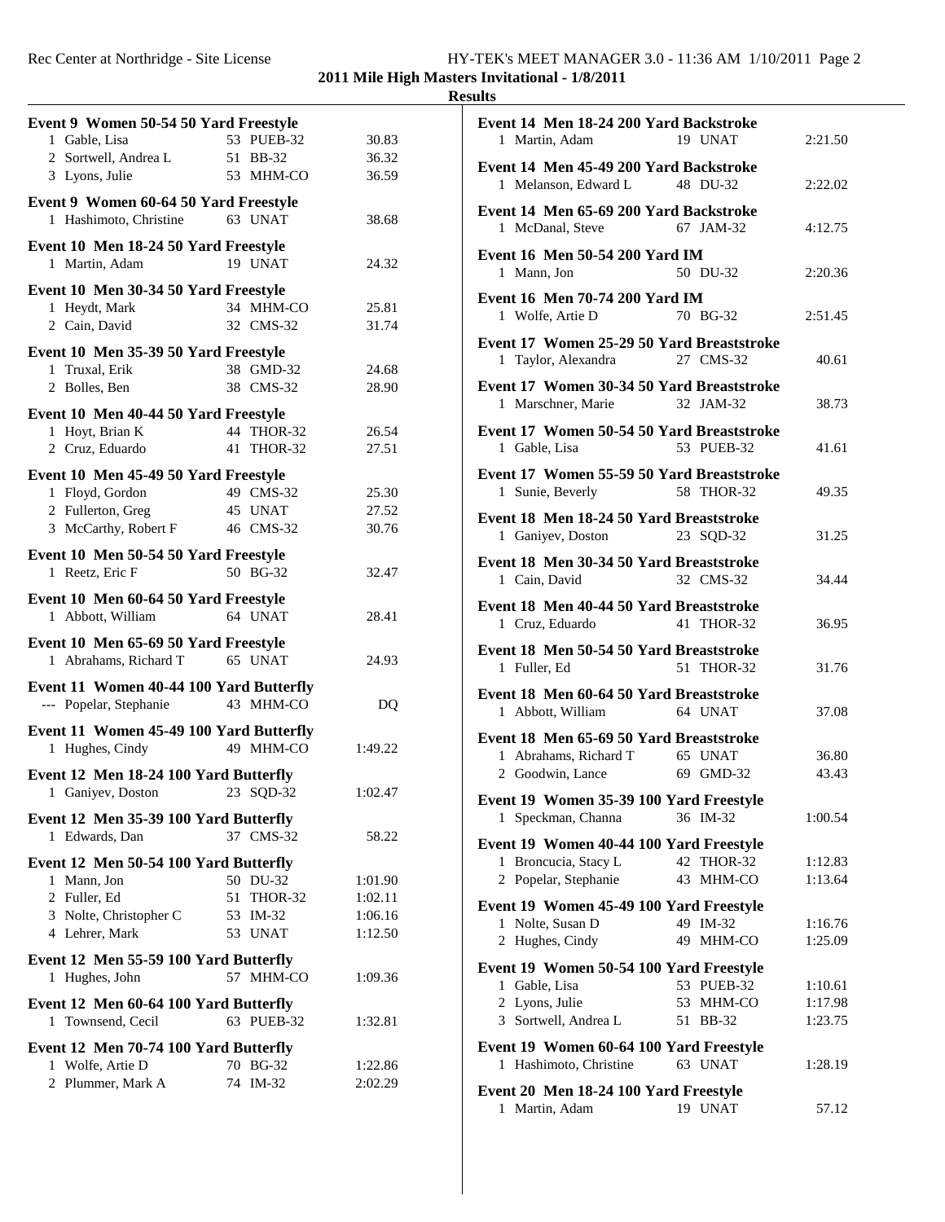**2011 Mile High Masters Invitational - 1/8/2011**

**Results**

**Event 9 Women 50-54 50 Yard Freestyle**

| | Name | Age Team | Time |
|---|---|---|---|
| 1 | Gable, Lisa | 53 PUEB-32 | 30.83 |
| 2 | Sortwell, Andrea L | 51 BB-32 | 36.32 |
| 3 | Lyons, Julie | 53 MHM-CO | 36.59 |

**Event 9 Women 60-64 50 Yard Freestyle**

| | Name | Age Team | Time |
|---|---|---|---|
| 1 | Hashimoto, Christine | 63 UNAT | 38.68 |

**Event 10 Men 18-24 50 Yard Freestyle**

| | Name | Age Team | Time |
|---|---|---|---|
| 1 | Martin, Adam | 19 UNAT | 24.32 |

**Event 10 Men 30-34 50 Yard Freestyle**

| | Name | Age Team | Time |
|---|---|---|---|
| 1 | Heydt, Mark | 34 MHM-CO | 25.81 |
| 2 | Cain, David | 32 CMS-32 | 31.74 |

**Event 10 Men 35-39 50 Yard Freestyle**

| | Name | Age Team | Time |
|---|---|---|---|
| 1 | Truxal, Erik | 38 GMD-32 | 24.68 |
| 2 | Bolles, Ben | 38 CMS-32 | 28.90 |

**Event 10 Men 40-44 50 Yard Freestyle**

| | Name | Age Team | Time |
|---|---|---|---|
| 1 | Hoyt, Brian K | 44 THOR-32 | 26.54 |
| 2 | Cruz, Eduardo | 41 THOR-32 | 27.51 |

**Event 10 Men 45-49 50 Yard Freestyle**

| | Name | Age Team | Time |
|---|---|---|---|
| 1 | Floyd, Gordon | 49 CMS-32 | 25.30 |
| 2 | Fullerton, Greg | 45 UNAT | 27.52 |
| 3 | McCarthy, Robert F | 46 CMS-32 | 30.76 |

**Event 10 Men 50-54 50 Yard Freestyle**

| | Name | Age Team | Time |
|---|---|---|---|
| 1 | Reetz, Eric F | 50 BG-32 | 32.47 |

**Event 10 Men 60-64 50 Yard Freestyle**

| | Name | Age Team | Time |
|---|---|---|---|
| 1 | Abbott, William | 64 UNAT | 28.41 |

**Event 10 Men 65-69 50 Yard Freestyle**

| | Name | Age Team | Time |
|---|---|---|---|
| 1 | Abrahams, Richard T | 65 UNAT | 24.93 |

**Event 11 Women 40-44 100 Yard Butterfly**

| | Name | Age Team | Time |
|---|---|---|---|
| --- | Popelar, Stephanie | 43 MHM-CO | DQ |

**Event 11 Women 45-49 100 Yard Butterfly**

| | Name | Age Team | Time |
|---|---|---|---|
| 1 | Hughes, Cindy | 49 MHM-CO | 1:49.22 |

**Event 12 Men 18-24 100 Yard Butterfly**

| | Name | Age Team | Time |
|---|---|---|---|
| 1 | Ganiyev, Doston | 23 SQD-32 | 1:02.47 |

**Event 12 Men 35-39 100 Yard Butterfly**

| | Name | Age Team | Time |
|---|---|---|---|
| 1 | Edwards, Dan | 37 CMS-32 | 58.22 |

**Event 12 Men 50-54 100 Yard Butterfly**

| | Name | Age Team | Time |
|---|---|---|---|
| 1 | Mann, Jon | 50 DU-32 | 1:01.90 |
| 2 | Fuller, Ed | 51 THOR-32 | 1:02.11 |
| 3 | Nolte, Christopher C | 53 IM-32 | 1:06.16 |
| 4 | Lehrer, Mark | 53 UNAT | 1:12.50 |

**Event 12 Men 55-59 100 Yard Butterfly**

| | Name | Age Team | Time |
|---|---|---|---|
| 1 | Hughes, John | 57 MHM-CO | 1:09.36 |

**Event 12 Men 60-64 100 Yard Butterfly**

| | Name | Age Team | Time |
|---|---|---|---|
| 1 | Townsend, Cecil | 63 PUEB-32 | 1:32.81 |

**Event 12 Men 70-74 100 Yard Butterfly**

| | Name | Age Team | Time |
|---|---|---|---|
| 1 | Wolfe, Artie D | 70 BG-32 | 1:22.86 |
| 2 | Plummer, Mark A | 74 IM-32 | 2:02.29 |

**Event 14 Men 18-24 200 Yard Backstroke**

| | Name | Age Team | Time |
|---|---|---|---|
| 1 | Martin, Adam | 19 UNAT | 2:21.50 |

**Event 14 Men 45-49 200 Yard Backstroke**

| | Name | Age Team | Time |
|---|---|---|---|
| 1 | Melanson, Edward L | 48 DU-32 | 2:22.02 |

**Event 14 Men 65-69 200 Yard Backstroke**

| | Name | Age Team | Time |
|---|---|---|---|
| 1 | McDanal, Steve | 67 JAM-32 | 4:12.75 |

**Event 16 Men 50-54 200 Yard IM**

| | Name | Age Team | Time |
|---|---|---|---|
| 1 | Mann, Jon | 50 DU-32 | 2:20.36 |

**Event 16 Men 70-74 200 Yard IM**

| | Name | Age Team | Time |
|---|---|---|---|
| 1 | Wolfe, Artie D | 70 BG-32 | 2:51.45 |

**Event 17 Women 25-29 50 Yard Breaststroke**

| | Name | Age Team | Time |
|---|---|---|---|
| 1 | Taylor, Alexandra | 27 CMS-32 | 40.61 |

**Event 17 Women 30-34 50 Yard Breaststroke**

| | Name | Age Team | Time |
|---|---|---|---|
| 1 | Marschner, Marie | 32 JAM-32 | 38.73 |

**Event 17 Women 50-54 50 Yard Breaststroke**

| | Name | Age Team | Time |
|---|---|---|---|
| 1 | Gable, Lisa | 53 PUEB-32 | 41.61 |

**Event 17 Women 55-59 50 Yard Breaststroke**

| | Name | Age Team | Time |
|---|---|---|---|
| 1 | Sunie, Beverly | 58 THOR-32 | 49.35 |

**Event 18 Men 18-24 50 Yard Breaststroke**

| | Name | Age Team | Time |
|---|---|---|---|
| 1 | Ganiyev, Doston | 23 SQD-32 | 31.25 |

**Event 18 Men 30-34 50 Yard Breaststroke**

| | Name | Age Team | Time |
|---|---|---|---|
| 1 | Cain, David | 32 CMS-32 | 34.44 |

**Event 18 Men 40-44 50 Yard Breaststroke**

| | Name | Age Team | Time |
|---|---|---|---|
| 1 | Cruz, Eduardo | 41 THOR-32 | 36.95 |

**Event 18 Men 50-54 50 Yard Breaststroke**

| | Name | Age Team | Time |
|---|---|---|---|
| 1 | Fuller, Ed | 51 THOR-32 | 31.76 |

**Event 18 Men 60-64 50 Yard Breaststroke**

| | Name | Age Team | Time |
|---|---|---|---|
| 1 | Abbott, William | 64 UNAT | 37.08 |

**Event 18 Men 65-69 50 Yard Breaststroke**

| | Name | Age Team | Time |
|---|---|---|---|
| 1 | Abrahams, Richard T | 65 UNAT | 36.80 |
| 2 | Goodwin, Lance | 69 GMD-32 | 43.43 |

**Event 19 Women 35-39 100 Yard Freestyle**

| | Name | Age Team | Time |
|---|---|---|---|
| 1 | Speckman, Channa | 36 IM-32 | 1:00.54 |

**Event 19 Women 40-44 100 Yard Freestyle**

| | Name | Age Team | Time |
|---|---|---|---|
| 1 | Broncucia, Stacy L | 42 THOR-32 | 1:12.83 |
| 2 | Popelar, Stephanie | 43 MHM-CO | 1:13.64 |

**Event 19 Women 45-49 100 Yard Freestyle**

| | Name | Age Team | Time |
|---|---|---|---|
| 1 | Nolte, Susan D | 49 IM-32 | 1:16.76 |
| 2 | Hughes, Cindy | 49 MHM-CO | 1:25.09 |

**Event 19 Women 50-54 100 Yard Freestyle**

| | Name | Age Team | Time |
|---|---|---|---|
| 1 | Gable, Lisa | 53 PUEB-32 | 1:10.61 |
| 2 | Lyons, Julie | 53 MHM-CO | 1:17.98 |
| 3 | Sortwell, Andrea L | 51 BB-32 | 1:23.75 |

**Event 19 Women 60-64 100 Yard Freestyle**

| | Name | Age Team | Time |
|---|---|---|---|
| 1 | Hashimoto, Christine | 63 UNAT | 1:28.19 |

**Event 20 Men 18-24 100 Yard Freestyle**

| | Name | Age Team | Time |
|---|---|---|---|
| 1 | Martin, Adam | 19 UNAT | 57.12 |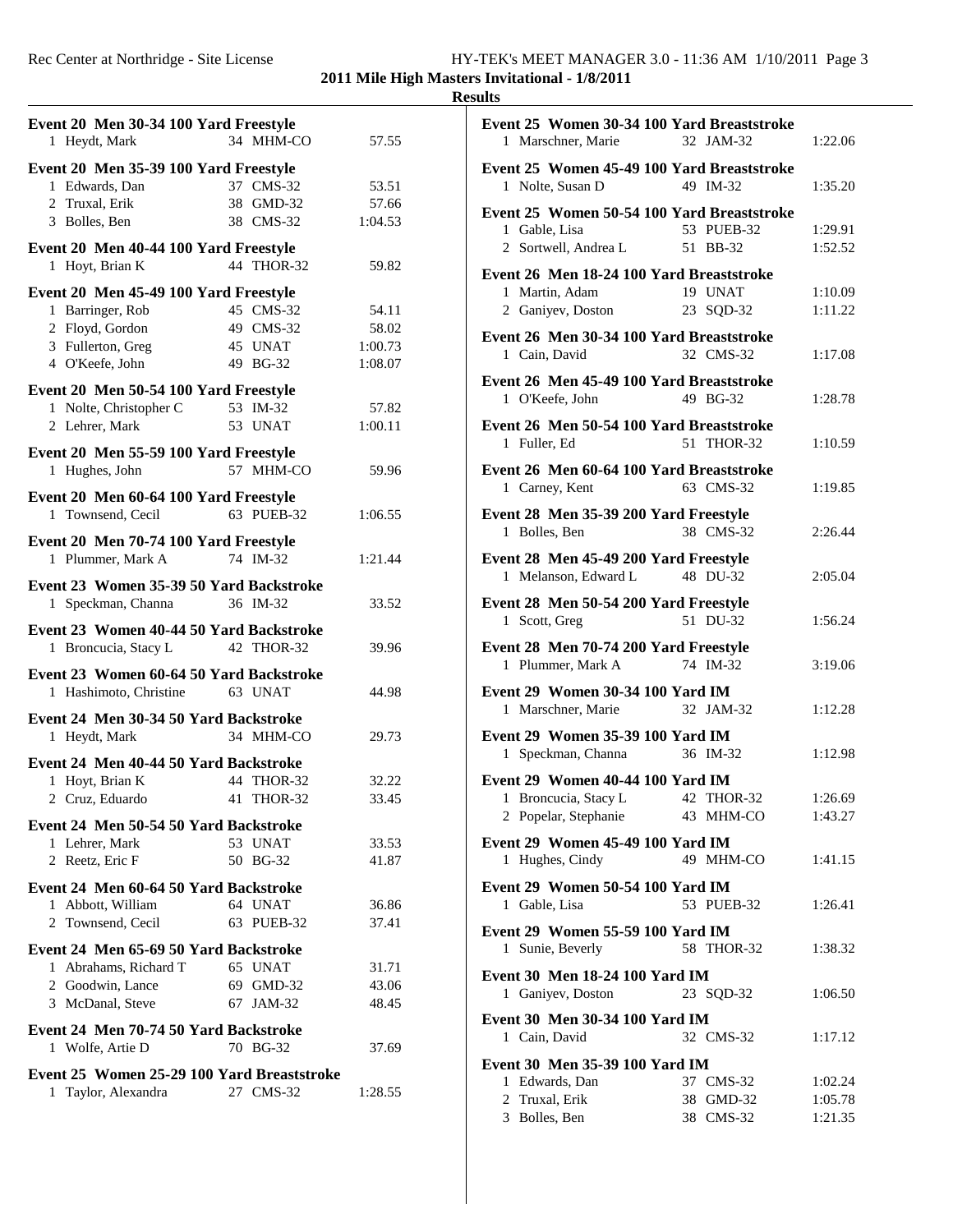## 2011 Mile High Masters Invitational - 1/8/2011

### Results

**Event 20 Men 30-34 100 Yard Freestyle**

| Place | Name | Age | Team | Time |
|---|---|---|---|---|
| 1 | Heydt, Mark | 34 | MHM-CO | 57.55 |

**Event 20 Men 35-39 100 Yard Freestyle**

| Place | Name | Age | Team | Time |
|---|---|---|---|---|
| 1 | Edwards, Dan | 37 | CMS-32 | 53.51 |
| 2 | Truxal, Erik | 38 | GMD-32 | 57.66 |
| 3 | Bolles, Ben | 38 | CMS-32 | 1:04.53 |

**Event 20 Men 40-44 100 Yard Freestyle**

| Place | Name | Age | Team | Time |
|---|---|---|---|---|
| 1 | Hoyt, Brian K | 44 | THOR-32 | 59.82 |

**Event 20 Men 45-49 100 Yard Freestyle**

| Place | Name | Age | Team | Time |
|---|---|---|---|---|
| 1 | Barringer, Rob | 45 | CMS-32 | 54.11 |
| 2 | Floyd, Gordon | 49 | CMS-32 | 58.02 |
| 3 | Fullerton, Greg | 45 | UNAT | 1:00.73 |
| 4 | O'Keefe, John | 49 | BG-32 | 1:08.07 |

**Event 20 Men 50-54 100 Yard Freestyle**

| Place | Name | Age | Team | Time |
|---|---|---|---|---|
| 1 | Nolte, Christopher C | 53 | IM-32 | 57.82 |
| 2 | Lehrer, Mark | 53 | UNAT | 1:00.11 |

**Event 20 Men 55-59 100 Yard Freestyle**

| Place | Name | Age | Team | Time |
|---|---|---|---|---|
| 1 | Hughes, John | 57 | MHM-CO | 59.96 |

**Event 20 Men 60-64 100 Yard Freestyle**

| Place | Name | Age | Team | Time |
|---|---|---|---|---|
| 1 | Townsend, Cecil | 63 | PUEB-32 | 1:06.55 |

**Event 20 Men 70-74 100 Yard Freestyle**

| Place | Name | Age | Team | Time |
|---|---|---|---|---|
| 1 | Plummer, Mark A | 74 | IM-32 | 1:21.44 |

**Event 23 Women 35-39 50 Yard Backstroke**

| Place | Name | Age | Team | Time |
|---|---|---|---|---|
| 1 | Speckman, Channa | 36 | IM-32 | 33.52 |

**Event 23 Women 40-44 50 Yard Backstroke**

| Place | Name | Age | Team | Time |
|---|---|---|---|---|
| 1 | Broncucia, Stacy L | 42 | THOR-32 | 39.96 |

**Event 23 Women 60-64 50 Yard Backstroke**

| Place | Name | Age | Team | Time |
|---|---|---|---|---|
| 1 | Hashimoto, Christine | 63 | UNAT | 44.98 |

**Event 24 Men 30-34 50 Yard Backstroke**

| Place | Name | Age | Team | Time |
|---|---|---|---|---|
| 1 | Heydt, Mark | 34 | MHM-CO | 29.73 |

**Event 24 Men 40-44 50 Yard Backstroke**

| Place | Name | Age | Team | Time |
|---|---|---|---|---|
| 1 | Hoyt, Brian K | 44 | THOR-32 | 32.22 |
| 2 | Cruz, Eduardo | 41 | THOR-32 | 33.45 |

**Event 24 Men 50-54 50 Yard Backstroke**

| Place | Name | Age | Team | Time |
|---|---|---|---|---|
| 1 | Lehrer, Mark | 53 | UNAT | 33.53 |
| 2 | Reetz, Eric F | 50 | BG-32 | 41.87 |

**Event 24 Men 60-64 50 Yard Backstroke**

| Place | Name | Age | Team | Time |
|---|---|---|---|---|
| 1 | Abbott, William | 64 | UNAT | 36.86 |
| 2 | Townsend, Cecil | 63 | PUEB-32 | 37.41 |

**Event 24 Men 65-69 50 Yard Backstroke**

| Place | Name | Age | Team | Time |
|---|---|---|---|---|
| 1 | Abrahams, Richard T | 65 | UNAT | 31.71 |
| 2 | Goodwin, Lance | 69 | GMD-32 | 43.06 |
| 3 | McDanal, Steve | 67 | JAM-32 | 48.45 |

**Event 24 Men 70-74 50 Yard Backstroke**

| Place | Name | Age | Team | Time |
|---|---|---|---|---|
| 1 | Wolfe, Artie D | 70 | BG-32 | 37.69 |

**Event 25 Women 25-29 100 Yard Breaststroke**

| Place | Name | Age | Team | Time |
|---|---|---|---|---|
| 1 | Taylor, Alexandra | 27 | CMS-32 | 1:28.55 |

**Event 25 Women 30-34 100 Yard Breaststroke**

| Place | Name | Age | Team | Time |
|---|---|---|---|---|
| 1 | Marschner, Marie | 32 | JAM-32 | 1:22.06 |

**Event 25 Women 45-49 100 Yard Breaststroke**

| Place | Name | Age | Team | Time |
|---|---|---|---|---|
| 1 | Nolte, Susan D | 49 | IM-32 | 1:35.20 |

**Event 25 Women 50-54 100 Yard Breaststroke**

| Place | Name | Age | Team | Time |
|---|---|---|---|---|
| 1 | Gable, Lisa | 53 | PUEB-32 | 1:29.91 |
| 2 | Sortwell, Andrea L | 51 | BB-32 | 1:52.52 |

**Event 26 Men 18-24 100 Yard Breaststroke**

| Place | Name | Age | Team | Time |
|---|---|---|---|---|
| 1 | Martin, Adam | 19 | UNAT | 1:10.09 |
| 2 | Ganiyev, Doston | 23 | SQD-32 | 1:11.22 |

**Event 26 Men 30-34 100 Yard Breaststroke**

| Place | Name | Age | Team | Time |
|---|---|---|---|---|
| 1 | Cain, David | 32 | CMS-32 | 1:17.08 |

**Event 26 Men 45-49 100 Yard Breaststroke**

| Place | Name | Age | Team | Time |
|---|---|---|---|---|
| 1 | O'Keefe, John | 49 | BG-32 | 1:28.78 |

**Event 26 Men 50-54 100 Yard Breaststroke**

| Place | Name | Age | Team | Time |
|---|---|---|---|---|
| 1 | Fuller, Ed | 51 | THOR-32 | 1:10.59 |

**Event 26 Men 60-64 100 Yard Breaststroke**

| Place | Name | Age | Team | Time |
|---|---|---|---|---|
| 1 | Carney, Kent | 63 | CMS-32 | 1:19.85 |

**Event 28 Men 35-39 200 Yard Freestyle**

| Place | Name | Age | Team | Time |
|---|---|---|---|---|
| 1 | Bolles, Ben | 38 | CMS-32 | 2:26.44 |

**Event 28 Men 45-49 200 Yard Freestyle**

| Place | Name | Age | Team | Time |
|---|---|---|---|---|
| 1 | Melanson, Edward L | 48 | DU-32 | 2:05.04 |

**Event 28 Men 50-54 200 Yard Freestyle**

| Place | Name | Age | Team | Time |
|---|---|---|---|---|
| 1 | Scott, Greg | 51 | DU-32 | 1:56.24 |

**Event 28 Men 70-74 200 Yard Freestyle**

| Place | Name | Age | Team | Time |
|---|---|---|---|---|
| 1 | Plummer, Mark A | 74 | IM-32 | 3:19.06 |

**Event 29 Women 30-34 100 Yard IM**

| Place | Name | Age | Team | Time |
|---|---|---|---|---|
| 1 | Marschner, Marie | 32 | JAM-32 | 1:12.28 |

**Event 29 Women 35-39 100 Yard IM**

| Place | Name | Age | Team | Time |
|---|---|---|---|---|
| 1 | Speckman, Channa | 36 | IM-32 | 1:12.98 |

**Event 29 Women 40-44 100 Yard IM**

| Place | Name | Age | Team | Time |
|---|---|---|---|---|
| 1 | Broncucia, Stacy L | 42 | THOR-32 | 1:26.69 |
| 2 | Popelar, Stephanie | 43 | MHM-CO | 1:43.27 |

**Event 29 Women 45-49 100 Yard IM**

| Place | Name | Age | Team | Time |
|---|---|---|---|---|
| 1 | Hughes, Cindy | 49 | MHM-CO | 1:41.15 |

**Event 29 Women 50-54 100 Yard IM**

| Place | Name | Age | Team | Time |
|---|---|---|---|---|
| 1 | Gable, Lisa | 53 | PUEB-32 | 1:26.41 |

**Event 29 Women 55-59 100 Yard IM**

| Place | Name | Age | Team | Time |
|---|---|---|---|---|
| 1 | Sunie, Beverly | 58 | THOR-32 | 1:38.32 |

**Event 30 Men 18-24 100 Yard IM**

| Place | Name | Age | Team | Time |
|---|---|---|---|---|
| 1 | Ganiyev, Doston | 23 | SQD-32 | 1:06.50 |

**Event 30 Men 30-34 100 Yard IM**

| Place | Name | Age | Team | Time |
|---|---|---|---|---|
| 1 | Cain, David | 32 | CMS-32 | 1:17.12 |

**Event 30 Men 35-39 100 Yard IM**

| Place | Name | Age | Team | Time |
|---|---|---|---|---|
| 1 | Edwards, Dan | 37 | CMS-32 | 1:02.24 |
| 2 | Truxal, Erik | 38 | GMD-32 | 1:05.78 |
| 3 | Bolles, Ben | 38 | CMS-32 | 1:21.35 |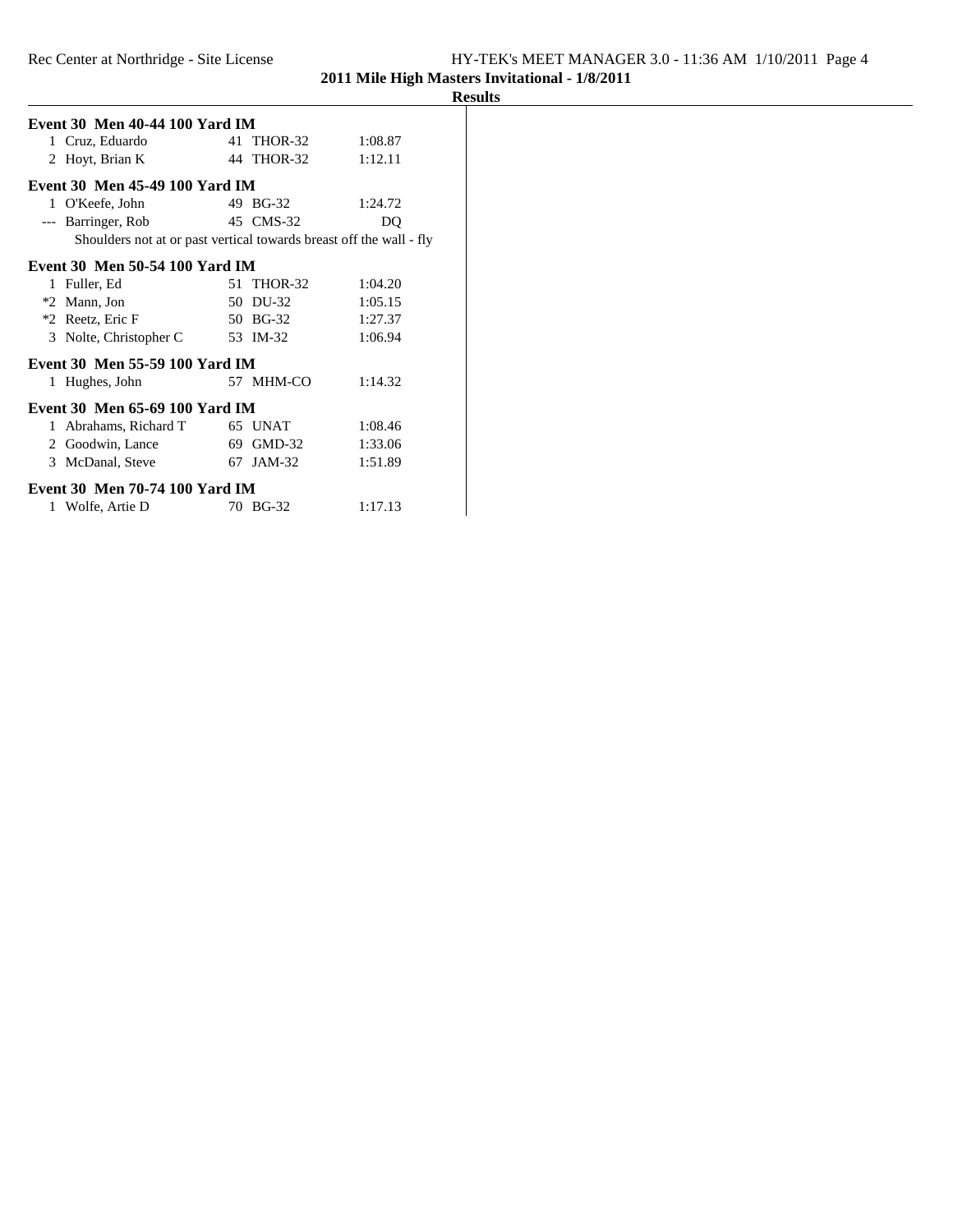2011 Mile High Masters Invitational - 1/8/2011

**Results**

**Event 30 Men 40-44 100 Yard IM**

| | | | | |
|---|---|---|---|---|
| 1 | Cruz, Eduardo | 41 | THOR-32 | 1:08.87 |
| 2 | Hoyt, Brian K | 44 | THOR-32 | 1:12.11 |

**Event 30 Men 45-49 100 Yard IM**

| | | | | |
|---|---|---|---|---|
| 1 | O'Keefe, John | 49 | BG-32 | 1:24.72 |
| --- | Barringer, Rob | 45 | CMS-32 | DQ |

Shoulders not at or past vertical towards breast off the wall - fly

**Event 30 Men 50-54 100 Yard IM**

| | | | | |
|---|---|---|---|---|
| 1 | Fuller, Ed | 51 | THOR-32 | 1:04.20 |
| *2 | Mann, Jon | 50 | DU-32 | 1:05.15 |
| *2 | Reetz, Eric F | 50 | BG-32 | 1:27.37 |
| 3 | Nolte, Christopher C | 53 | IM-32 | 1:06.94 |

**Event 30 Men 55-59 100 Yard IM**

| | | | | |
|---|---|---|---|---|
| 1 | Hughes, John | 57 | MHM-CO | 1:14.32 |

**Event 30 Men 65-69 100 Yard IM**

| | | | | |
|---|---|---|---|---|
| 1 | Abrahams, Richard T | 65 | UNAT | 1:08.46 |
| 2 | Goodwin, Lance | 69 | GMD-32 | 1:33.06 |
| 3 | McDanal, Steve | 67 | JAM-32 | 1:51.89 |

**Event 30 Men 70-74 100 Yard IM**

| | | | | |
|---|---|---|---|---|
| 1 | Wolfe, Artie D | 70 | BG-32 | 1:17.13 |